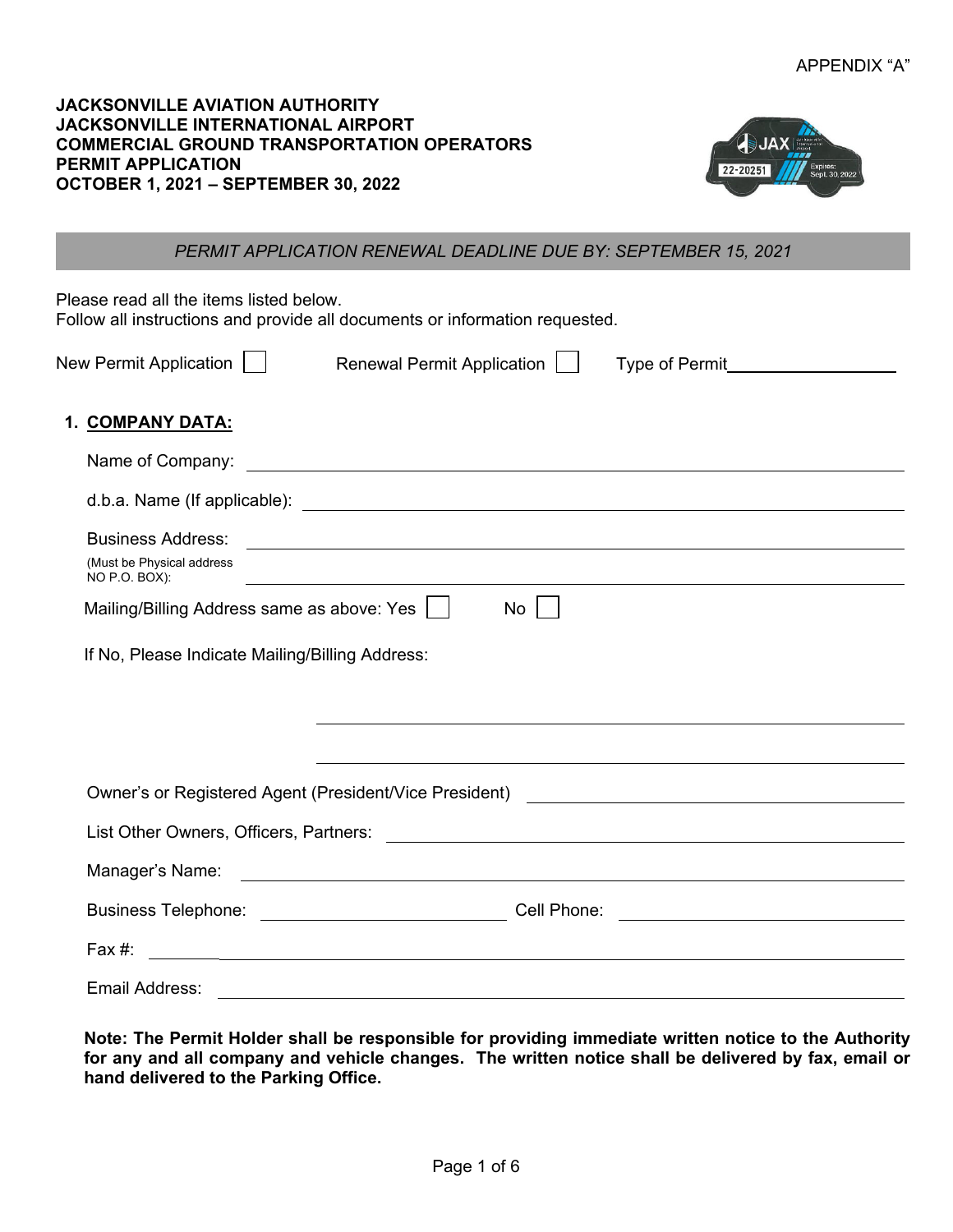APPENDIX "A"

**JACKSONVILLE AVIATION AUTHORITY**
**JACKSONVILLE INTERNATIONAL AIRPORT**
**COMMERCIAL GROUND TRANSPORTATION OPERATORS**
**PERMIT APPLICATION**
**OCTOBER 1, 2021 – SEPTEMBER 30, 2022**

*PERMIT APPLICATION RENEWAL DEADLINE DUE BY: SEPTEMBER 15, 2021*

Please read all the items listed below.
Follow all instructions and provide all documents or information requested.

New Permit Application ☐ Renewal Permit Application ☐ Type of Permit\_\_\_\_\_\_\_\_\_\_\_\_\_\_\_\_\_\_

## 1. COMPANY DATA:

Name of Company: \_\_\_\_\_\_\_\_\_\_\_\_\_\_\_\_\_\_\_\_\_\_\_\_\_\_\_\_\_\_\_\_\_\_\_\_\_\_\_\_

d.b.a. Name (If applicable): \_\_\_\_\_\_\_\_\_\_\_\_\_\_\_\_\_\_\_\_\_\_\_\_\_\_\_\_\_\_\_\_\_\_\_\_\_\_\_\_

Business Address: \_\_\_\_\_\_\_\_\_\_\_\_\_\_\_\_\_\_\_\_\_\_\_\_\_\_\_\_\_\_\_\_\_\_\_\_\_\_\_\_
(Must be Physical address NO P.O. BOX): \_\_\_\_\_\_\_\_\_\_\_\_\_\_\_\_\_\_\_\_\_\_\_\_\_\_\_\_\_\_\_\_\_\_\_\_\_\_\_\_

Mailing/Billing Address same as above: Yes ☐ No ☐

If No, Please Indicate Mailing/Billing Address:

\_\_\_\_\_\_\_\_\_\_\_\_\_\_\_\_\_\_\_\_\_\_\_\_\_\_\_\_\_\_\_\_\_\_\_\_\_\_\_\_

\_\_\_\_\_\_\_\_\_\_\_\_\_\_\_\_\_\_\_\_\_\_\_\_\_\_\_\_\_\_\_\_\_\_\_\_\_\_\_\_

Owner's or Registered Agent (President/Vice President) \_\_\_\_\_\_\_\_\_\_\_\_\_\_\_\_\_\_\_\_\_\_\_\_\_\_\_\_\_\_\_\_\_\_\_\_\_\_\_\_

List Other Owners, Officers, Partners: \_\_\_\_\_\_\_\_\_\_\_\_\_\_\_\_\_\_\_\_\_\_\_\_\_\_\_\_\_\_\_\_\_\_\_\_\_\_\_\_

Manager's Name: \_\_\_\_\_\_\_\_\_\_\_\_\_\_\_\_\_\_\_\_\_\_\_\_\_\_\_\_\_\_\_\_\_\_\_\_\_\_\_\_

Business Telephone: \_\_\_\_\_\_\_\_\_\_\_\_\_\_\_\_\_\_\_\_ Cell Phone: \_\_\_\_\_\_\_\_\_\_\_\_\_\_\_\_\_\_\_\_

Fax #: \_\_\_\_\_\_\_\_\_\_\_\_\_\_\_\_\_\_\_\_\_\_\_\_\_\_\_\_\_\_\_\_\_\_\_\_\_\_\_\_

Email Address: \_\_\_\_\_\_\_\_\_\_\_\_\_\_\_\_\_\_\_\_\_\_\_\_\_\_\_\_\_\_\_\_\_\_\_\_\_\_\_\_

**Note: The Permit Holder shall be responsible for providing immediate written notice to the Authority for any and all company and vehicle changes. The written notice shall be delivered by fax, email or hand delivered to the Parking Office.**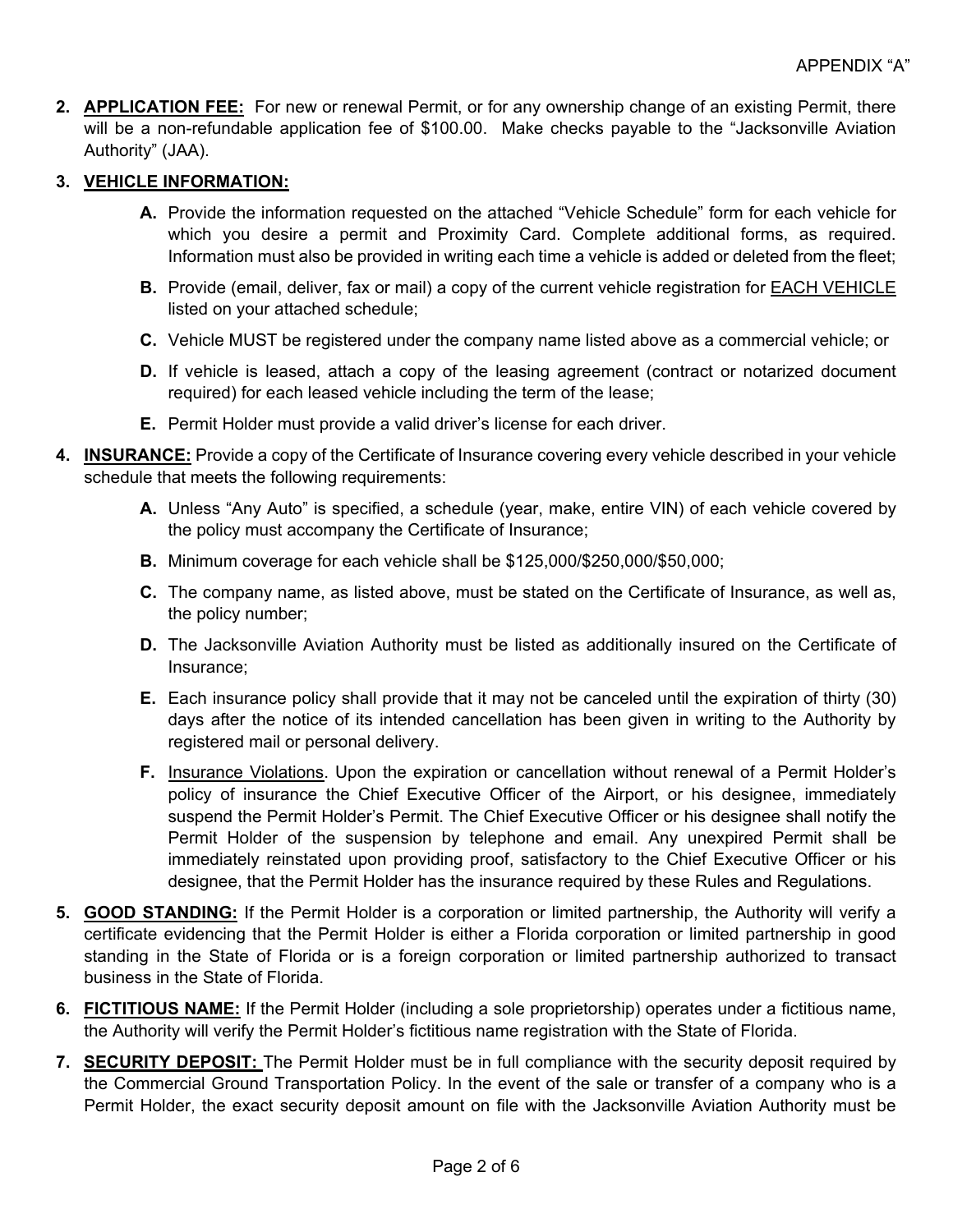2. **<u>APPLICATION FEE:</u>** For new or renewal Permit, or for any ownership change of an existing Permit, there will be a non-refundable application fee of $100.00. Make checks payable to the "Jacksonville Aviation Authority" (JAA).

3. **<u>VEHICLE INFORMATION:</u>**

   **A.** Provide the information requested on the attached "Vehicle Schedule" form for each vehicle for which you desire a permit and Proximity Card. Complete additional forms, as required. Information must also be provided in writing each time a vehicle is added or deleted from the fleet;

   **B.** Provide (email, deliver, fax or mail) a copy of the current vehicle registration for <u>EACH VEHICLE</u> listed on your attached schedule;

   **C.** Vehicle MUST be registered under the company name listed above as a commercial vehicle; or

   **D.** If vehicle is leased, attach a copy of the leasing agreement (contract or notarized document required) for each leased vehicle including the term of the lease;

   **E.** Permit Holder must provide a valid driver's license for each driver.

4. **<u>INSURANCE:</u>** Provide a copy of the Certificate of Insurance covering every vehicle described in your vehicle schedule that meets the following requirements:

   **A.** Unless "Any Auto" is specified, a schedule (year, make, entire VIN) of each vehicle covered by the policy must accompany the Certificate of Insurance;

   **B.** Minimum coverage for each vehicle shall be $125,000/$250,000/$50,000;

   **C.** The company name, as listed above, must be stated on the Certificate of Insurance, as well as, the policy number;

   **D.** The Jacksonville Aviation Authority must be listed as additionally insured on the Certificate of Insurance;

   **E.** Each insurance policy shall provide that it may not be canceled until the expiration of thirty (30) days after the notice of its intended cancellation has been given in writing to the Authority by registered mail or personal delivery.

   **F.** <u>Insurance Violations</u>. Upon the expiration or cancellation without renewal of a Permit Holder's policy of insurance the Chief Executive Officer of the Airport, or his designee, immediately suspend the Permit Holder's Permit. The Chief Executive Officer or his designee shall notify the Permit Holder of the suspension by telephone and email. Any unexpired Permit shall be immediately reinstated upon providing proof, satisfactory to the Chief Executive Officer or his designee, that the Permit Holder has the insurance required by these Rules and Regulations.

5. **<u>GOOD STANDING:</u>** If the Permit Holder is a corporation or limited partnership, the Authority will verify a certificate evidencing that the Permit Holder is either a Florida corporation or limited partnership in good standing in the State of Florida or is a foreign corporation or limited partnership authorized to transact business in the State of Florida.

6. **<u>FICTITIOUS NAME:</u>** If the Permit Holder (including a sole proprietorship) operates under a fictitious name, the Authority will verify the Permit Holder's fictitious name registration with the State of Florida.

7. **<u>SECURITY DEPOSIT:</u>** The Permit Holder must be in full compliance with the security deposit required by the Commercial Ground Transportation Policy. In the event of the sale or transfer of a company who is a Permit Holder, the exact security deposit amount on file with the Jacksonville Aviation Authority must be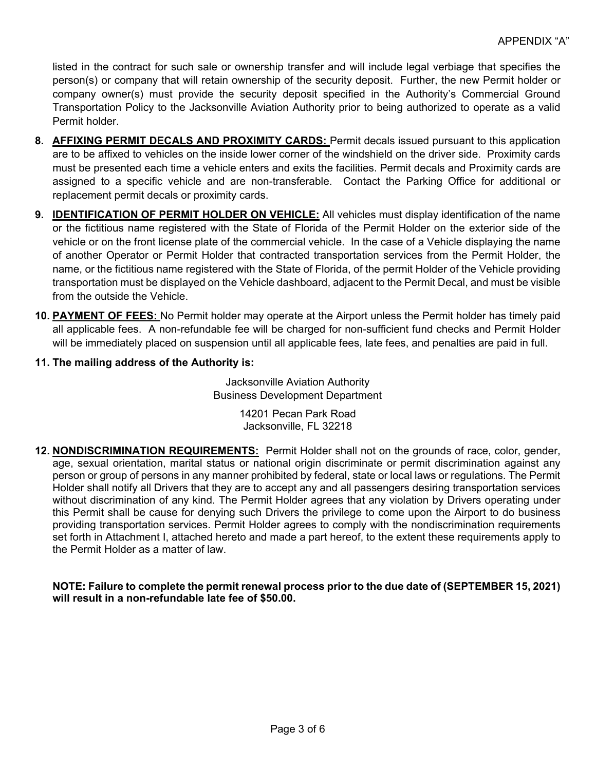listed in the contract for such sale or ownership transfer and will include legal verbiage that specifies the person(s) or company that will retain ownership of the security deposit. Further, the new Permit holder or company owner(s) must provide the security deposit specified in the Authority's Commercial Ground Transportation Policy to the Jacksonville Aviation Authority prior to being authorized to operate as a valid Permit holder.

8. **<u>AFFIXING PERMIT DECALS AND PROXIMITY CARDS:</u>** Permit decals issued pursuant to this application are to be affixed to vehicles on the inside lower corner of the windshield on the driver side. Proximity cards must be presented each time a vehicle enters and exits the facilities. Permit decals and Proximity cards are assigned to a specific vehicle and are non-transferable. Contact the Parking Office for additional or replacement permit decals or proximity cards.

9. **<u>IDENTIFICATION OF PERMIT HOLDER ON VEHICLE:</u>** All vehicles must display identification of the name or the fictitious name registered with the State of Florida of the Permit Holder on the exterior side of the vehicle or on the front license plate of the commercial vehicle. In the case of a Vehicle displaying the name of another Operator or Permit Holder that contracted transportation services from the Permit Holder, the name, or the fictitious name registered with the State of Florida, of the permit Holder of the Vehicle providing transportation must be displayed on the Vehicle dashboard, adjacent to the Permit Decal, and must be visible from the outside the Vehicle.

10. **<u>PAYMENT OF FEES:</u>** No Permit holder may operate at the Airport unless the Permit holder has timely paid all applicable fees. A non-refundable fee will be charged for non-sufficient fund checks and Permit Holder will be immediately placed on suspension until all applicable fees, late fees, and penalties are paid in full.

11. **The mailing address of the Authority is:**

Jacksonville Aviation Authority
Business Development Department

14201 Pecan Park Road
Jacksonville, FL 32218

12. **<u>NONDISCRIMINATION REQUIREMENTS:</u>** Permit Holder shall not on the grounds of race, color, gender, age, sexual orientation, marital status or national origin discriminate or permit discrimination against any person or group of persons in any manner prohibited by federal, state or local laws or regulations. The Permit Holder shall notify all Drivers that they are to accept any and all passengers desiring transportation services without discrimination of any kind. The Permit Holder agrees that any violation by Drivers operating under this Permit shall be cause for denying such Drivers the privilege to come upon the Airport to do business providing transportation services. Permit Holder agrees to comply with the nondiscrimination requirements set forth in Attachment I, attached hereto and made a part hereof, to the extent these requirements apply to the Permit Holder as a matter of law.

**NOTE: Failure to complete the permit renewal process prior to the due date of (SEPTEMBER 15, 2021) will result in a non-refundable late fee of $50.00.**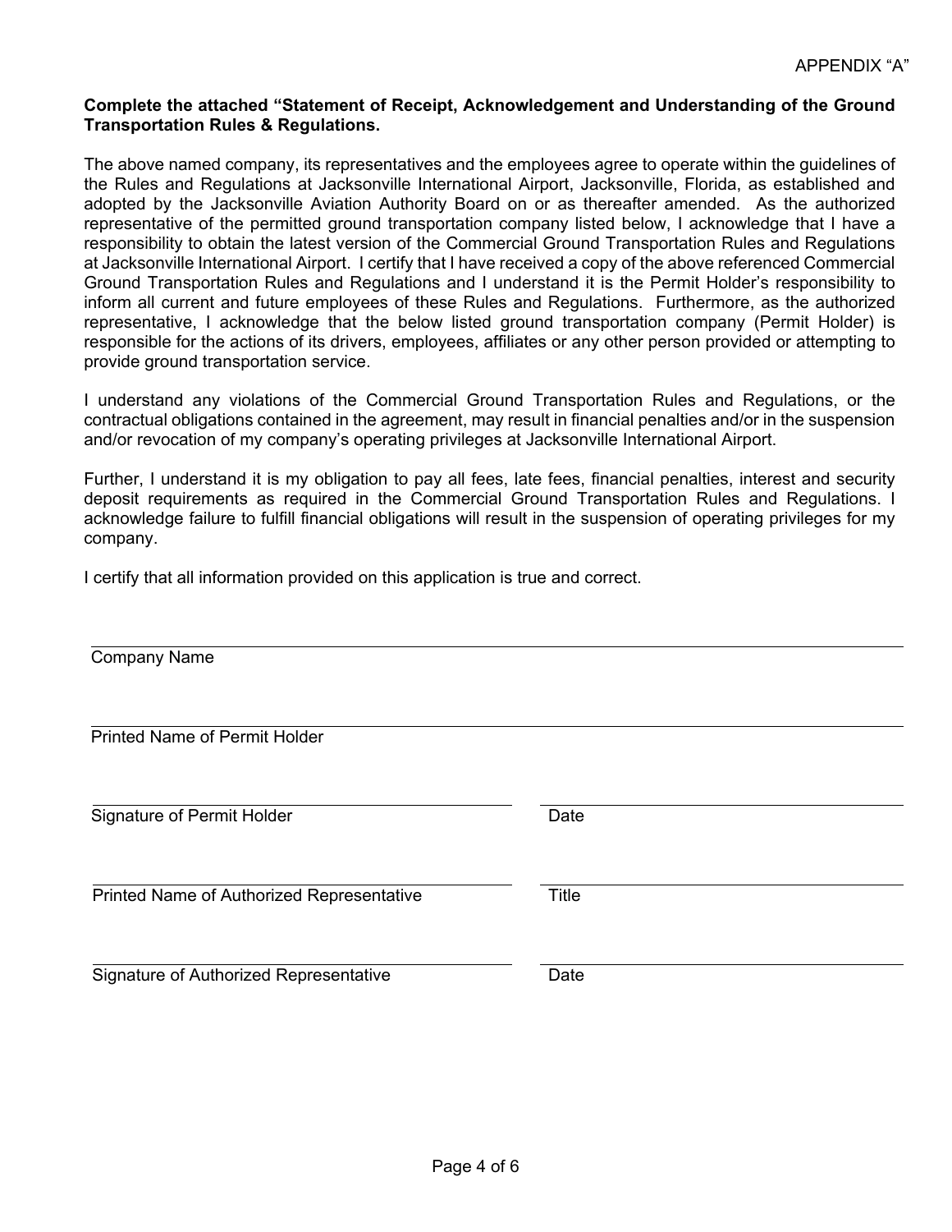APPENDIX “A”

**Complete the attached “Statement of Receipt, Acknowledgement and Understanding of the Ground Transportation Rules & Regulations.**

The above named company, its representatives and the employees agree to operate within the guidelines of the Rules and Regulations at Jacksonville International Airport, Jacksonville, Florida, as established and adopted by the Jacksonville Aviation Authority Board on or as thereafter amended. As the authorized representative of the permitted ground transportation company listed below, I acknowledge that I have a responsibility to obtain the latest version of the Commercial Ground Transportation Rules and Regulations at Jacksonville International Airport. I certify that I have received a copy of the above referenced Commercial Ground Transportation Rules and Regulations and I understand it is the Permit Holder’s responsibility to inform all current and future employees of these Rules and Regulations. Furthermore, as the authorized representative, I acknowledge that the below listed ground transportation company (Permit Holder) is responsible for the actions of its drivers, employees, affiliates or any other person provided or attempting to provide ground transportation service.

I understand any violations of the Commercial Ground Transportation Rules and Regulations, or the contractual obligations contained in the agreement, may result in financial penalties and/or in the suspension and/or revocation of my company’s operating privileges at Jacksonville International Airport.

Further, I understand it is my obligation to pay all fees, late fees, financial penalties, interest and security deposit requirements as required in the Commercial Ground Transportation Rules and Regulations. I acknowledge failure to fulfill financial obligations will result in the suspension of operating privileges for my company.

I certify that all information provided on this application is true and correct.

\_\_\_\_\_\_\_\_\_\_\_\_\_\_\_\_\_\_\_\_\_\_\_\_\_\_\_\_\_\_\_\_\_\_\_\_\_\_\_\_\_\_\_\_\_\_\_\_\_\_\_\_\_\_\_\_
Company Name

\_\_\_\_\_\_\_\_\_\_\_\_\_\_\_\_\_\_\_\_\_\_\_\_\_\_\_\_\_\_\_\_\_\_\_\_\_\_\_\_\_\_\_\_\_\_\_\_\_\_\_\_\_\_\_\_
Printed Name of Permit Holder

| | |
|---|---|
| \_\_\_\_\_\_\_\_\_\_\_\_\_\_\_\_\_\_\_\_\_\_\_\_\_\_\_\_ | \_\_\_\_\_\_\_\_\_\_\_\_\_\_\_\_\_\_\_\_\_\_\_\_\_\_ |
| Signature of Permit Holder | Date |
| \_\_\_\_\_\_\_\_\_\_\_\_\_\_\_\_\_\_\_\_\_\_\_\_\_\_\_\_ | \_\_\_\_\_\_\_\_\_\_\_\_\_\_\_\_\_\_\_\_\_\_\_\_\_\_ |
| Printed Name of Authorized Representative | Title |
| \_\_\_\_\_\_\_\_\_\_\_\_\_\_\_\_\_\_\_\_\_\_\_\_\_\_\_\_ | \_\_\_\_\_\_\_\_\_\_\_\_\_\_\_\_\_\_\_\_\_\_\_\_\_\_ |
| Signature of Authorized Representative | Date |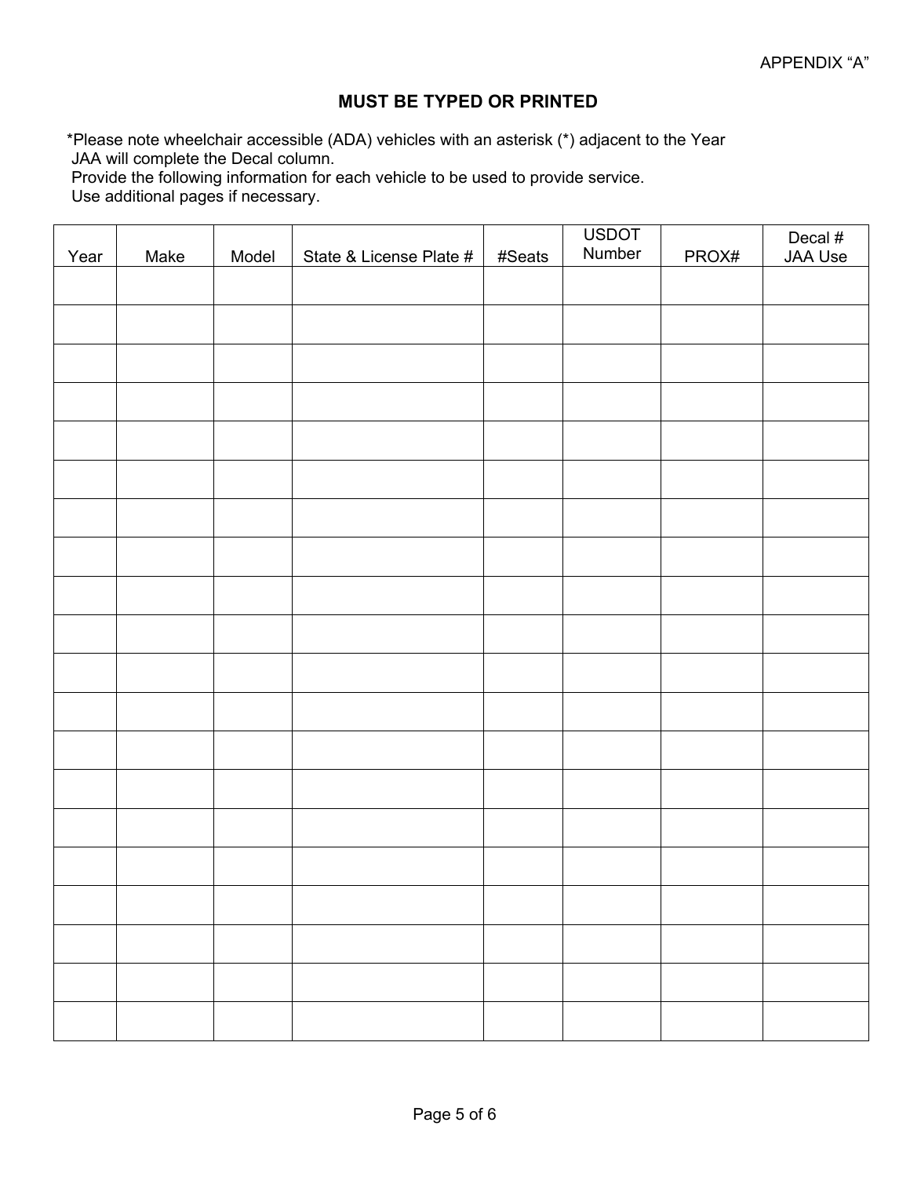APPENDIX "A"

**MUST BE TYPED OR PRINTED**

*Please note wheelchair accessible (ADA) vehicles with an asterisk (*) adjacent to the Year
JAA will complete the Decal column.
Provide the following information for each vehicle to be used to provide service.
Use additional pages if necessary.

| Year | Make | Model | State & License Plate # | #Seats | USDOT Number | PROX# | Decal # JAA Use |
|---|---|---|---|---|---|---|---|
| | | | | | | | |
| | | | | | | | |
| | | | | | | | |
| | | | | | | | |
| | | | | | | | |
| | | | | | | | |
| | | | | | | | |
| | | | | | | | |
| | | | | | | | |
| | | | | | | | |
| | | | | | | | |
| | | | | | | | |
| | | | | | | | |
| | | | | | | | |
| | | | | | | | |
| | | | | | | | |
| | | | | | | | |
| | | | | | | | |
| | | | | | | | |
| | | | | | | | |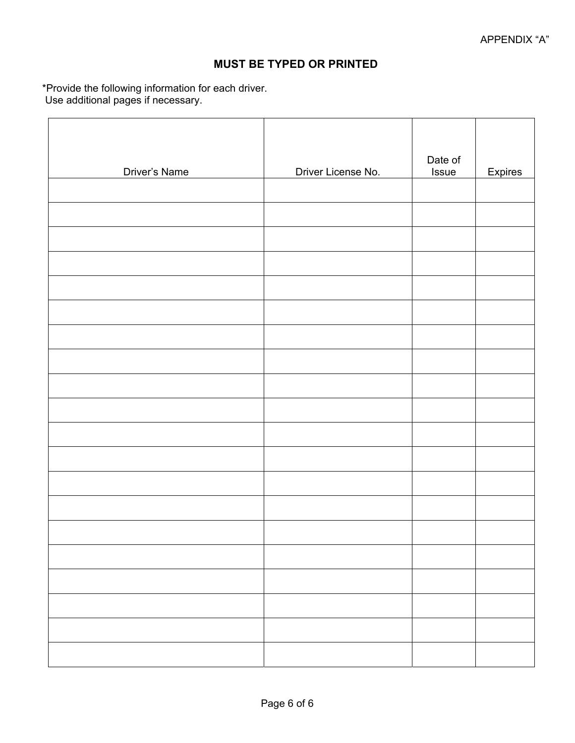APPENDIX "A"

**MUST BE TYPED OR PRINTED**

*Provide the following information for each driver.
Use additional pages if necessary.

| Driver's Name | Driver License No. | Date of Issue | Expires |
|---|---|---|---|
| | | | |
| | | | |
| | | | |
| | | | |
| | | | |
| | | | |
| | | | |
| | | | |
| | | | |
| | | | |
| | | | |
| | | | |
| | | | |
| | | | |
| | | | |
| | | | |
| | | | |
| | | | |
| | | | |
| | | | |